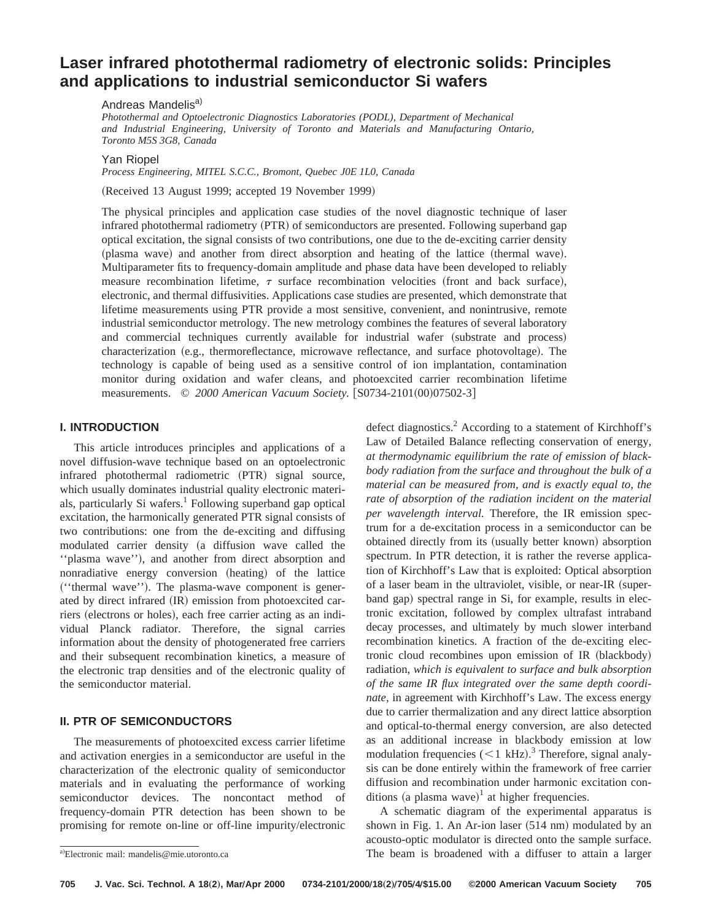# Laser infrared photothermal radiometry of electronic solids: Principles and applications to industrial semiconductor Si wafers

Andreas Mandelis[a)]

*Photothermal and Optoelectronic Diagnostics Laboratories (PODL), Department of Mechanical and Industrial Engineering, University of Toronto and Materials and Manufacturing Ontario, Toronto M5S 3G8, Canada*

Yan Riopel

*Process Engineering, MITEL S.C.C., Bromont, Quebec J0E 1L0, Canada*

(Received 13 August 1999; accepted 19 November 1999)

The physical principles and application case studies of the novel diagnostic technique of laser infrared photothermal radiometry (PTR) of semiconductors are presented. Following superband gap optical excitation, the signal consists of two contributions, one due to the de-exciting carrier density (plasma wave) and another from direct absorption and heating of the lattice (thermal wave). Multiparameter fits to frequency-domain amplitude and phase data have been developed to reliably measure recombination lifetime, $\tau$ surface recombination velocities (front and back surface), electronic, and thermal diffusivities. Applications case studies are presented, which demonstrate that lifetime measurements using PTR provide a most sensitive, convenient, and nonintrusive, remote industrial semiconductor metrology. The new metrology combines the features of several laboratory and commercial techniques currently available for industrial wafer (substrate and process) characterization (e.g., thermoreflectance, microwave reflectance, and surface photovoltage). The technology is capable of being used as a sensitive control of ion implantation, contamination monitor during oxidation and wafer cleans, and photoexcited carrier recombination lifetime measurements. © *2000 American Vacuum Society.* [S0734-2101(00)07502-3]

## I. INTRODUCTION

This article introduces principles and applications of a novel diffusion-wave technique based on an optoelectronic infrared photothermal radiometric (PTR) signal source, which usually dominates industrial quality electronic materials, particularly Si wafers.[1] Following superband gap optical excitation, the harmonically generated PTR signal consists of two contributions: one from the de-exciting and diffusing modulated carrier density (a diffusion wave called the ''plasma wave''), and another from direct absorption and nonradiative energy conversion (heating) of the lattice (''thermal wave''). The plasma-wave component is generated by direct infrared (IR) emission from photoexcited carriers (electrons or holes), each free carrier acting as an individual Planck radiator. Therefore, the signal carries information about the density of photogenerated free carriers and their subsequent recombination kinetics, a measure of the electronic trap densities and of the electronic quality of the semiconductor material.

## II. PTR OF SEMICONDUCTORS

The measurements of photoexcited excess carrier lifetime and activation energies in a semiconductor are useful in the characterization of the electronic quality of semiconductor materials and in evaluating the performance of working semiconductor devices. The noncontact method of frequency-domain PTR detection has been shown to be promising for remote on-line or off-line impurity/electronic defect diagnostics.[2] According to a statement of Kirchhoff's Law of Detailed Balance reflecting conservation of energy, *at thermodynamic equilibrium the rate of emission of blackbody radiation from the surface and throughout the bulk of a material can be measured from, and is exactly equal to, the rate of absorption of the radiation incident on the material per wavelength interval.* Therefore, the IR emission spectrum for a de-excitation process in a semiconductor can be obtained directly from its (usually better known) absorption spectrum. In PTR detection, it is rather the reverse application of Kirchhoff's Law that is exploited: Optical absorption of a laser beam in the ultraviolet, visible, or near-IR (superband gap) spectral range in Si, for example, results in electronic excitation, followed by complex ultrafast intraband decay processes, and ultimately by much slower interband recombination kinetics. A fraction of the de-exciting electronic cloud recombines upon emission of IR (blackbody) radiation, *which is equivalent to surface and bulk absorption of the same IR flux integrated over the same depth coordinate,* in agreement with Kirchhoff's Law. The excess energy due to carrier thermalization and any direct lattice absorption and optical-to-thermal energy conversion, are also detected as an additional increase in blackbody emission at low modulation frequencies ($<1$ kHz).[3] Therefore, signal analysis can be done entirely within the framework of free carrier diffusion and recombination under harmonic excitation conditions (a plasma wave)[1] at higher frequencies.

A schematic diagram of the experimental apparatus is shown in Fig. 1. An Ar-ion laser (514 nm) modulated by an acousto-optic modulator is directed onto the sample surface. The beam is broadened with a diffuser to attain a larger

[a)] Electronic mail: mandelis@mie.utoronto.ca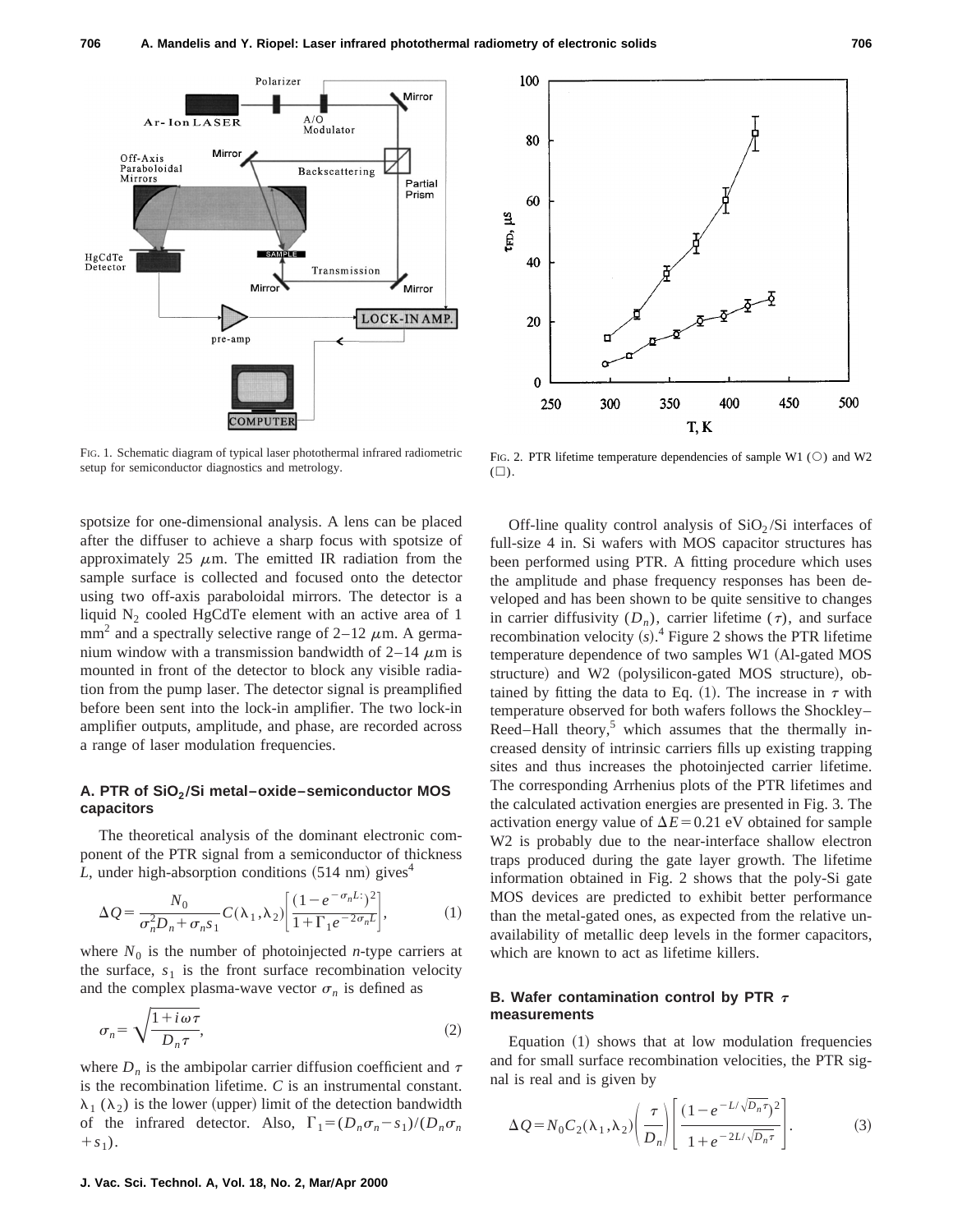FIG. 1. Schematic diagram of typical laser photothermal infrared radiometric setup for semiconductor diagnostics and metrology.

FIG. 2. PTR lifetime temperature dependencies of sample W1 (○) and W2 (□).

spotsize for one-dimensional analysis. A lens can be placed after the diffuser to achieve a sharp focus with spotsize of approximately 25 $\mu$m. The emitted IR radiation from the sample surface is collected and focused onto the detector using two off-axis paraboloidal mirrors. The detector is a liquid $N_2$ cooled HgCdTe element with an active area of 1 $mm^2$ and a spectrally selective range of 2–12 $\mu$m. A germanium window with a transmission bandwidth of 2–14 $\mu$m is mounted in front of the detector to block any visible radiation from the pump laser. The detector signal is preamplified before been sent into the lock-in amplifier. The two lock-in amplifier outputs, amplitude, and phase, are recorded across a range of laser modulation frequencies.

### A. PTR of $SiO_2$/Si metal–oxide–semiconductor MOS capacitors

The theoretical analysis of the dominant electronic component of the PTR signal from a semiconductor of thickness $L$, under high-absorption conditions (514 nm) gives[4]

$$\Delta Q = \frac{N_0}{\sigma_n^2 D_n + \sigma_n s_1} C(\lambda_1,\lambda_2)\left[\frac{(1-e^{-\sigma_n L})^2}{1+\Gamma_1 e^{-2\sigma_n L}}\right], \tag{1}$$

where $N_0$ is the number of photoinjected $n$-type carriers at the surface, $s_1$ is the front surface recombination velocity and the complex plasma-wave vector $\sigma_n$ is defined as

$$\sigma_n = \sqrt{\frac{1+i\omega\tau}{D_n \tau}}, \tag{2}$$

where $D_n$ is the ambipolar carrier diffusion coefficient and $\tau$ is the recombination lifetime. $C$ is an instrumental constant. $\lambda_1$ ($\lambda_2$) is the lower (upper) limit of the detection bandwidth of the infrared detector. Also, $\Gamma_1 = (D_n\sigma_n - s_1)/(D_n\sigma_n + s_1)$.

Off-line quality control analysis of $SiO_2$/Si interfaces of full-size 4 in. Si wafers with MOS capacitor structures has been performed using PTR. A fitting procedure which uses the amplitude and phase frequency responses has been developed and has been shown to be quite sensitive to changes in carrier diffusivity ($D_n$), carrier lifetime ($\tau$), and surface recombination velocity ($s$).[4] Figure 2 shows the PTR lifetime temperature dependence of two samples W1 (Al-gated MOS structure) and W2 (polysilicon-gated MOS structure), obtained by fitting the data to Eq. (1). The increase in $\tau$ with temperature observed for both wafers follows the Shockley–Reed–Hall theory,[5] which assumes that the thermally increased density of intrinsic carriers fills up existing trapping sites and thus increases the photoinjected carrier lifetime. The corresponding Arrhenius plots of the PTR lifetimes and the calculated activation energies are presented in Fig. 3. The activation energy value of $\Delta E = 0.21$ eV obtained for sample W2 is probably due to the near-interface shallow electron traps produced during the gate layer growth. The lifetime information obtained in Fig. 2 shows that the poly-Si gate MOS devices are predicted to exhibit better performance than the metal-gated ones, as expected from the relative unavailability of metallic deep levels in the former capacitors, which are known to act as lifetime killers.

### B. Wafer contamination control by PTR $\tau$ measurements

Equation (1) shows that at low modulation frequencies and for small surface recombination velocities, the PTR signal is real and is given by

$$\Delta Q = N_0 C_2(\lambda_1,\lambda_2)\left(\frac{\tau}{D_n}\right)\left[\frac{(1-e^{-L/\sqrt{D_n\tau}})^2}{1+e^{-2L/\sqrt{D_n\tau}}}\right]. \tag{3}$$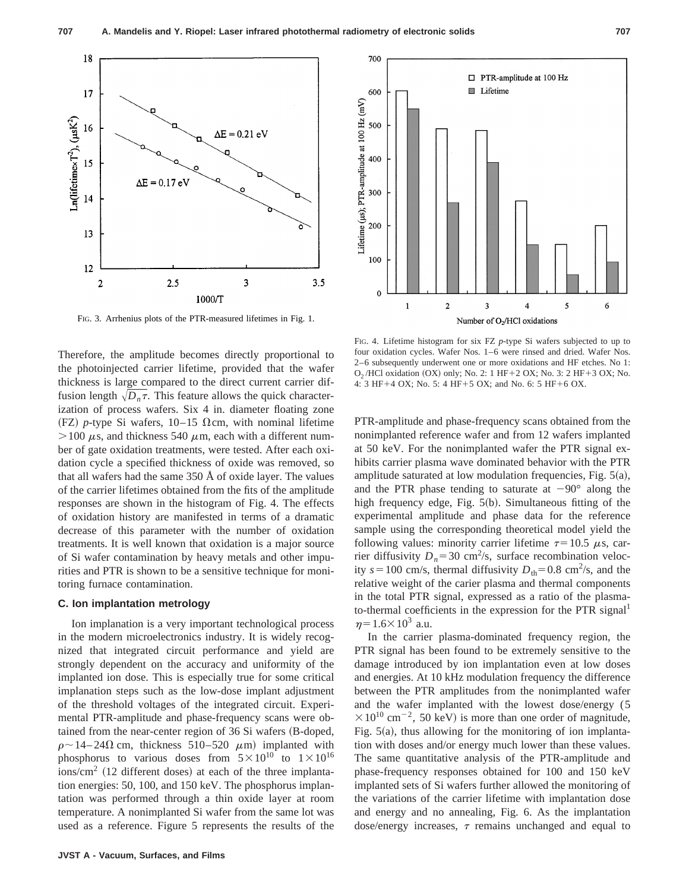FIG. 3. Arrhenius plots of the PTR-measured lifetimes in Fig. 1.

FIG. 4. Lifetime histogram for six FZ *p*-type Si wafers subjected to up to four oxidation cycles. Wafer Nos. 1–6 were rinsed and dried. Wafer Nos. 2–6 subsequently underwent one or more oxidations and HF etches. No 1: $O_2$/HCl oxidation (OX) only; No. 2: 1 HF+2 OX; No. 3: 2 HF+3 OX; No. 4: 3 HF+4 OX; No. 5: 4 HF+5 OX; and No. 6: 5 HF+6 OX.

Therefore, the amplitude becomes directly proportional to the photoinjected carrier lifetime, provided that the wafer thickness is large compared to the direct current carrier diffusion length $\sqrt{D_n \tau}$. This feature allows the quick characterization of process wafers. Six 4 in. diameter floating zone (FZ) *p*-type Si wafers, 10–15 Ω cm, with nominal lifetime $>100$ μs, and thickness 540 μm, each with a different number of gate oxidation treatments, were tested. After each oxidation cycle a specified thickness of oxide was removed, so that all wafers had the same 350 Å of oxide layer. The values of the carrier lifetimes obtained from the fits of the amplitude responses are shown in the histogram of Fig. 4. The effects of oxidation history are manifested in terms of a dramatic decrease of this parameter with the number of oxidation treatments. It is well known that oxidation is a major source of Si wafer contamination by heavy metals and other impurities and PTR is shown to be a sensitive technique for monitoring furnace contamination.

### C. Ion implantation metrology

Ion implanation is a very important technological process in the modern microelectronics industry. It is widely recognized that integrated circuit performance and yield are strongly dependent on the accuracy and uniformity of the implanted ion dose. This is especially true for some critical implanation steps such as the low-dose implant adjustment of the threshold voltages of the integrated circuit. Experimental PTR-amplitude and phase-frequency scans were obtained from the near-center region of 36 Si wafers (B-doped, $\rho \sim 14$–$24 \Omega$ cm, thickness 510–520 μm) implanted with phosphorus to various doses from $5\times10^{10}$ to $1\times10^{16}$ ions/cm$^2$ (12 different doses) at each of the three implantation energies: 50, 100, and 150 keV. The phosphorus implantation was performed through a thin oxide layer at room temperature. A nonimplanted Si wafer from the same lot was used as a reference. Figure 5 represents the results of the PTR-amplitude and phase-frequency scans obtained from the nonimplanted reference wafer and from 12 wafers implanted at 50 keV. For the nonimplanted wafer the PTR signal exhibits carrier plasma wave dominated behavior with the PTR amplitude saturated at low modulation frequencies, Fig. 5(a), and the PTR phase tending to saturate at $-90°$ along the high frequency edge, Fig. 5(b). Simultaneous fitting of the experimental amplitude and phase data for the reference sample using the corresponding theoretical model yield the following values: minority carrier lifetime $\tau=10.5$ μs, carrier diffusivity $D_n=30$ cm$^2$/s, surface recombination velocity $s=100$ cm/s, thermal diffusivity $D_{th}=0.8$ cm$^2$/s, and the relative weight of the carier plasma and thermal components in the total PTR signal, expressed as a ratio of the plasma-to-thermal coefficients in the expression for the PTR signal[1] $\eta=1.6\times10^3$ a.u.

In the carrier plasma-dominated frequency region, the PTR signal has been found to be extremely sensitive to the damage introduced by ion implantation even at low doses and energies. At 10 kHz modulation frequency the difference between the PTR amplitudes from the nonimplanted wafer and the wafer implanted with the lowest dose/energy ($5\times10^{10}$ cm$^{-2}$, 50 keV) is more than one order of magnitude, Fig. 5(a), thus allowing for the monitoring of ion implantation with doses and/or energy much lower than these values. The same quantitative analysis of the PTR-amplitude and phase-frequency responses obtained for 100 and 150 keV implanted sets of Si wafers further allowed the monitoring of the variations of the carrier lifetime with implantation dose and energy and no annealing, Fig. 6. As the implantation dose/energy increases, $\tau$ remains unchanged and equal to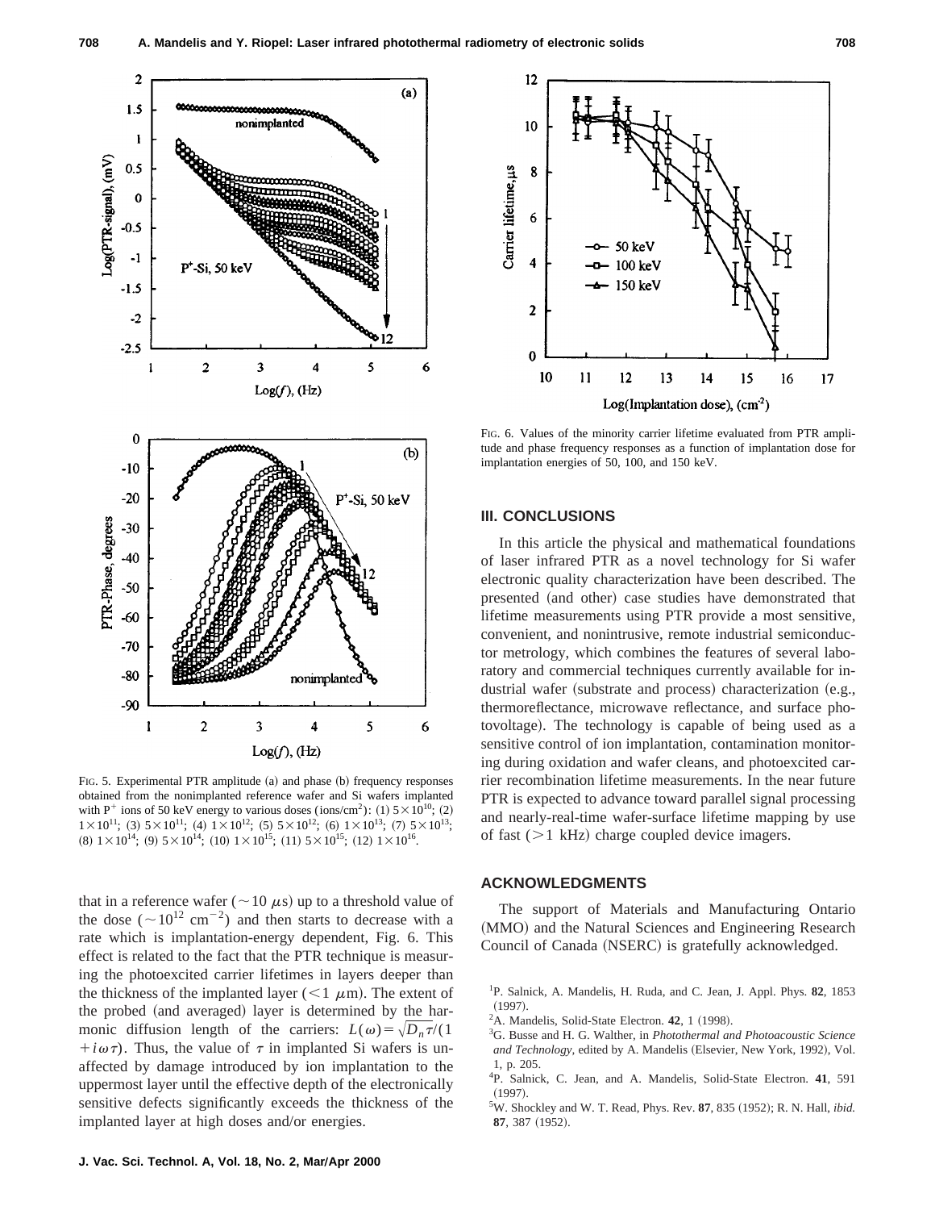(a)

nonimplanted

P$^+$-Si, 50 keV

Log(PTR-signal), (mV)

Log($f$), (Hz)

1

12

(b)

P$^+$-Si, 50 keV

PTR-Phase, degrees

nonimplanted

Log($f$), (Hz)

FIG. 5. Experimental PTR amplitude (a) and phase (b) frequency responses obtained from the nonimplanted reference wafer and Si wafers implanted with P$^+$ ions of 50 keV energy to various doses (ions/cm$^2$): (1) $5\times10^{10}$; (2) $1\times10^{11}$; (3) $5\times10^{11}$; (4) $1\times10^{12}$; (5) $5\times10^{12}$; (6) $1\times10^{13}$; (7) $5\times10^{13}$; (8) $1\times10^{14}$; (9) $5\times10^{14}$; (10) $1\times10^{15}$; (11) $5\times10^{15}$; (12) $1\times10^{16}$.

Carrier lifetime, $\mu$s

50 keV

100 keV

150 keV

Log(Implantation dose), (cm$^{-2}$)

FIG. 6. Values of the minority carrier lifetime evaluated from PTR amplitude and phase frequency responses as a function of implantation dose for implantation energies of 50, 100, and 150 keV.

that in a reference wafer ($\sim$10 $\mu$s) up to a threshold value of the dose ($\sim10^{12}$ cm$^{-2}$) and then starts to decrease with a rate which is implantation-energy dependent, Fig. 6. This effect is related to the fact that the PTR technique is measuring the photoexcited carrier lifetimes in layers deeper than the thickness of the implanted layer ($<1$ $\mu$m). The extent of the probed (and averaged) layer is determined by the harmonic diffusion length of the carriers: $L(\omega)=\sqrt{D_n\tau/(1+i\omega\tau)}$. Thus, the value of $\tau$ in implanted Si wafers is unaffected by damage introduced by ion implantation to the uppermost layer until the effective depth of the electronically sensitive defects significantly exceeds the thickness of the implanted layer at high doses and/or energies.

## III. CONCLUSIONS

In this article the physical and mathematical foundations of laser infrared PTR as a novel technology for Si wafer electronic quality characterization have been described. The presented (and other) case studies have demonstrated that lifetime measurements using PTR provide a most sensitive, convenient, and nonintrusive, remote industrial semiconductor metrology, which combines the features of several laboratory and commercial techniques currently available for industrial wafer (substrate and process) characterization (e.g., thermoreflectance, microwave reflectance, and surface photovoltage). The technology is capable of being used as a sensitive control of ion implantation, contamination monitoring during oxidation and wafer cleans, and photoexcited carrier recombination lifetime measurements. In the near future PTR is expected to advance toward parallel signal processing and nearly-real-time wafer-surface lifetime mapping by use of fast ($>1$ kHz) charge coupled device imagers.

## ACKNOWLEDGMENTS

The support of Materials and Manufacturing Ontario (MMO) and the Natural Sciences and Engineering Research Council of Canada (NSERC) is gratefully acknowledged.

[1] P. Salnick, A. Mandelis, H. Ruda, and C. Jean, J. Appl. Phys. **82**, 1853 (1997).

[2] A. Mandelis, Solid-State Electron. **42**, 1 (1998).

[3] G. Busse and H. G. Walther, in *Photothermal and Photoacoustic Science and Technology*, edited by A. Mandelis (Elsevier, New York, 1992), Vol. 1, p. 205.

[4] P. Salnick, C. Jean, and A. Mandelis, Solid-State Electron. **41**, 591 (1997).

[5] W. Shockley and W. T. Read, Phys. Rev. **87**, 835 (1952); R. N. Hall, *ibid.* **87**, 387 (1952).